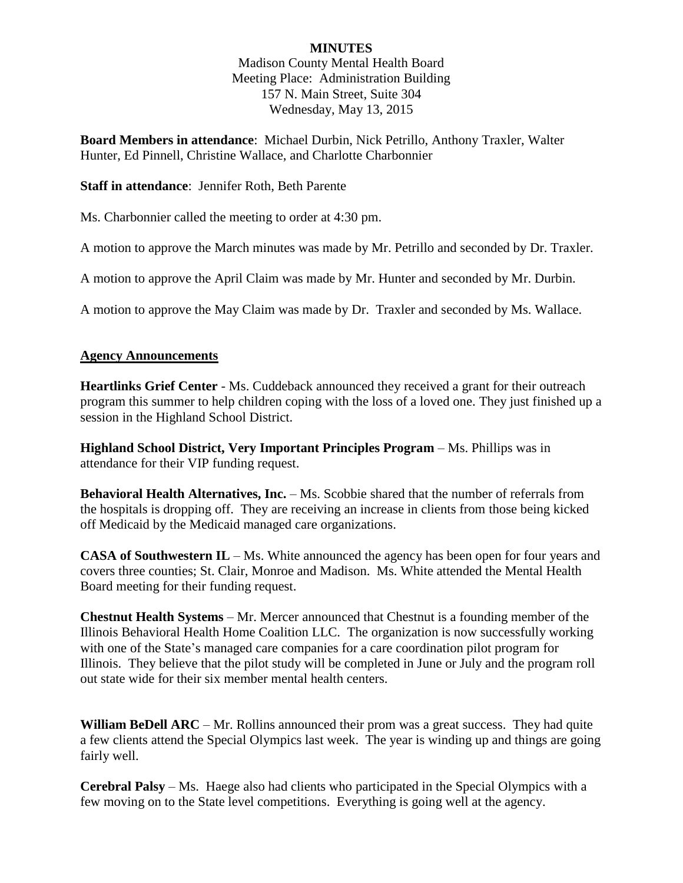**MINUTES**

Madison County Mental Health Board
Meeting Place: Administration Building
157 N. Main Street, Suite 304
Wednesday, May 13, 2015

**Board Members in attendance**: Michael Durbin, Nick Petrillo, Anthony Traxler, Walter Hunter, Ed Pinnell, Christine Wallace, and Charlotte Charbonnier

**Staff in attendance**: Jennifer Roth, Beth Parente

Ms. Charbonnier called the meeting to order at 4:30 pm.

A motion to approve the March minutes was made by Mr. Petrillo and seconded by Dr. Traxler.

A motion to approve the April Claim was made by Mr. Hunter and seconded by Mr. Durbin.

A motion to approve the May Claim was made by Dr. Traxler and seconded by Ms. Wallace.

## Agency Announcements

**Heartlinks Grief Center** - Ms. Cuddeback announced they received a grant for their outreach program this summer to help children coping with the loss of a loved one. They just finished up a session in the Highland School District.

**Highland School District, Very Important Principles Program** – Ms. Phillips was in attendance for their VIP funding request.

**Behavioral Health Alternatives, Inc.** – Ms. Scobbie shared that the number of referrals from the hospitals is dropping off. They are receiving an increase in clients from those being kicked off Medicaid by the Medicaid managed care organizations.

**CASA of Southwestern IL** – Ms. White announced the agency has been open for four years and covers three counties; St. Clair, Monroe and Madison. Ms. White attended the Mental Health Board meeting for their funding request.

**Chestnut Health Systems** – Mr. Mercer announced that Chestnut is a founding member of the Illinois Behavioral Health Home Coalition LLC. The organization is now successfully working with one of the State's managed care companies for a care coordination pilot program for Illinois. They believe that the pilot study will be completed in June or July and the program roll out state wide for their six member mental health centers.

**William BeDell ARC** – Mr. Rollins announced their prom was a great success. They had quite a few clients attend the Special Olympics last week. The year is winding up and things are going fairly well.

**Cerebral Palsy** – Ms. Haege also had clients who participated in the Special Olympics with a few moving on to the State level competitions. Everything is going well at the agency.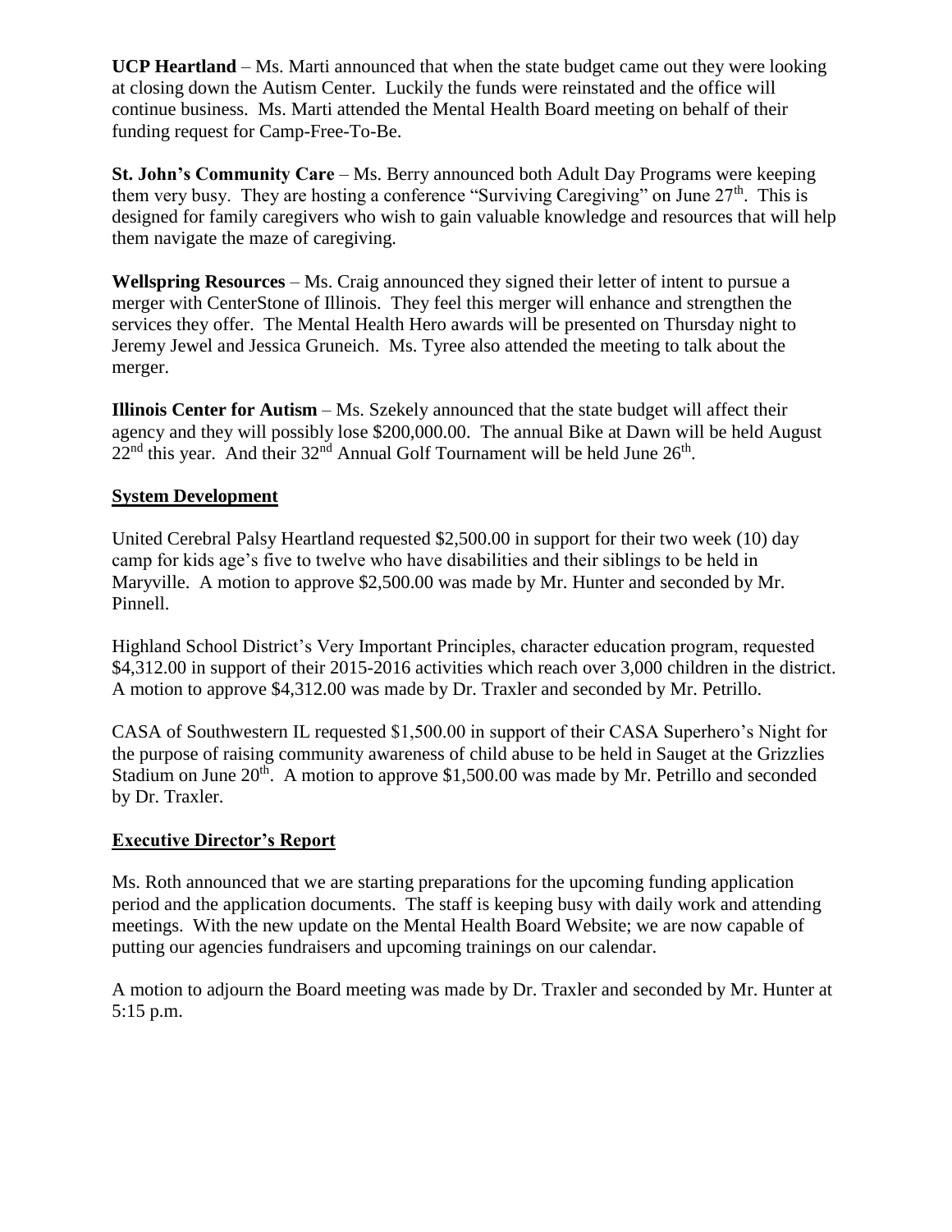**UCP Heartland** – Ms. Marti announced that when the state budget came out they were looking at closing down the Autism Center. Luckily the funds were reinstated and the office will continue business. Ms. Marti attended the Mental Health Board meeting on behalf of their funding request for Camp-Free-To-Be.

**St. John's Community Care** – Ms. Berry announced both Adult Day Programs were keeping them very busy. They are hosting a conference "Surviving Caregiving" on June 27th. This is designed for family caregivers who wish to gain valuable knowledge and resources that will help them navigate the maze of caregiving.

**Wellspring Resources** – Ms. Craig announced they signed their letter of intent to pursue a merger with CenterStone of Illinois. They feel this merger will enhance and strengthen the services they offer. The Mental Health Hero awards will be presented on Thursday night to Jeremy Jewel and Jessica Gruneich. Ms. Tyree also attended the meeting to talk about the merger.

**Illinois Center for Autism** – Ms. Szekely announced that the state budget will affect their agency and they will possibly lose $200,000.00. The annual Bike at Dawn will be held August 22nd this year. And their 32nd Annual Golf Tournament will be held June 26th.

## System Development

United Cerebral Palsy Heartland requested $2,500.00 in support for their two week (10) day camp for kids age's five to twelve who have disabilities and their siblings to be held in Maryville. A motion to approve $2,500.00 was made by Mr. Hunter and seconded by Mr. Pinnell.

Highland School District's Very Important Principles, character education program, requested $4,312.00 in support of their 2015-2016 activities which reach over 3,000 children in the district. A motion to approve $4,312.00 was made by Dr. Traxler and seconded by Mr. Petrillo.

CASA of Southwestern IL requested $1,500.00 in support of their CASA Superhero's Night for the purpose of raising community awareness of child abuse to be held in Sauget at the Grizzlies Stadium on June 20th. A motion to approve $1,500.00 was made by Mr. Petrillo and seconded by Dr. Traxler.

## Executive Director's Report

Ms. Roth announced that we are starting preparations for the upcoming funding application period and the application documents. The staff is keeping busy with daily work and attending meetings. With the new update on the Mental Health Board Website; we are now capable of putting our agencies fundraisers and upcoming trainings on our calendar.

A motion to adjourn the Board meeting was made by Dr. Traxler and seconded by Mr. Hunter at 5:15 p.m.